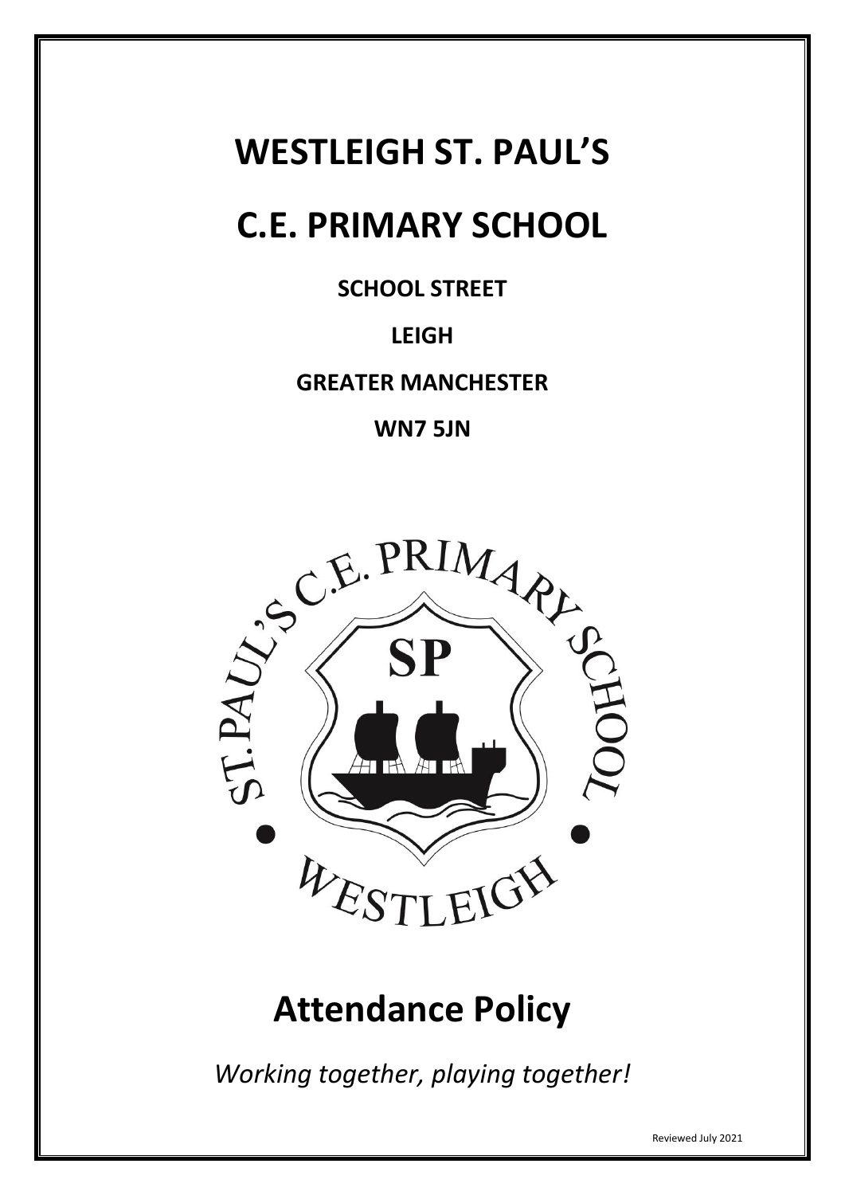# WESTLEIGH ST. PAUL'S

# C.E. PRIMARY SCHOOL

**SCHOOL STREET**

**LEIGH**

**GREATER MANCHESTER**

**WN7 5JN**

# Attendance Policy

*Working together, playing together!*

Reviewed July 2021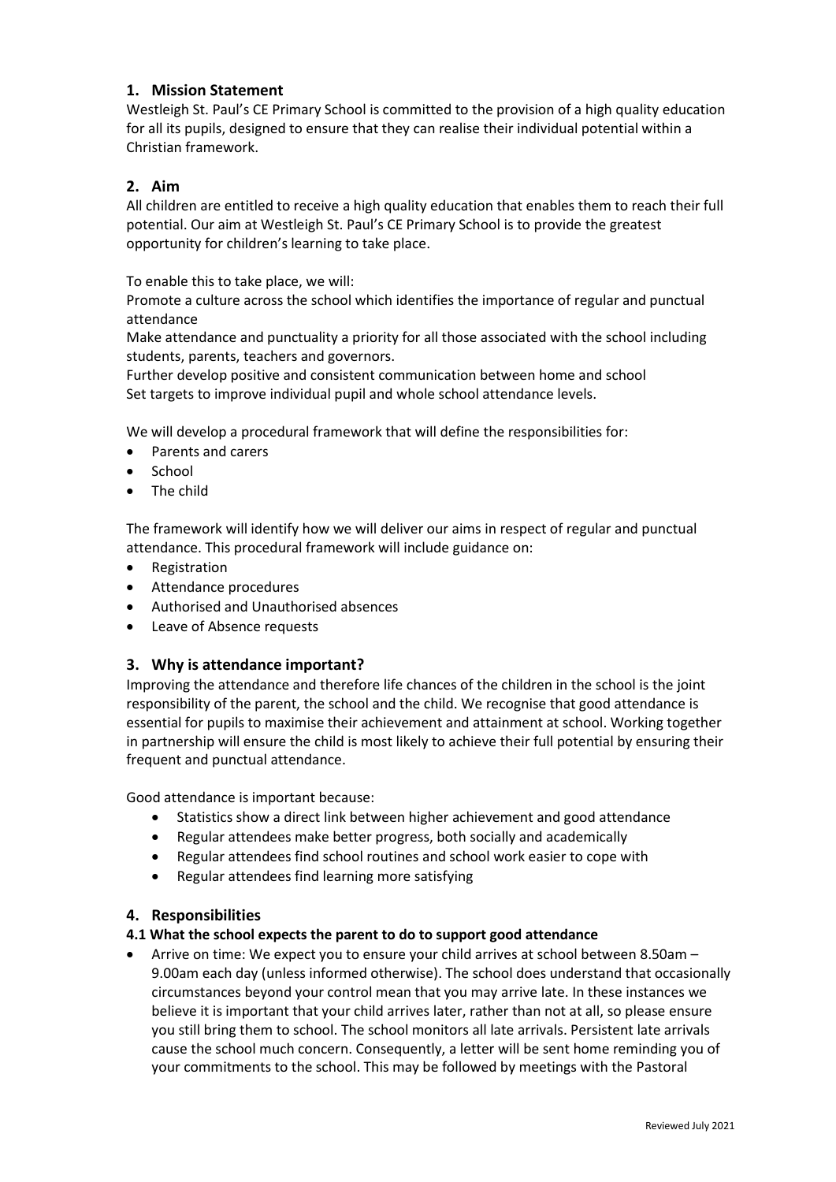## 1. Mission Statement

Westleigh St. Paul's CE Primary School is committed to the provision of a high quality education for all its pupils, designed to ensure that they can realise their individual potential within a Christian framework.

## 2. Aim

All children are entitled to receive a high quality education that enables them to reach their full potential. Our aim at Westleigh St. Paul's CE Primary School is to provide the greatest opportunity for children's learning to take place.

To enable this to take place, we will:

Promote a culture across the school which identifies the importance of regular and punctual attendance

Make attendance and punctuality a priority for all those associated with the school including students, parents, teachers and governors.

Further develop positive and consistent communication between home and school

Set targets to improve individual pupil and whole school attendance levels.

We will develop a procedural framework that will define the responsibilities for:

- Parents and carers
- School
- The child

The framework will identify how we will deliver our aims in respect of regular and punctual attendance. This procedural framework will include guidance on:

- Registration
- Attendance procedures
- Authorised and Unauthorised absences
- Leave of Absence requests

## 3. Why is attendance important?

Improving the attendance and therefore life chances of the children in the school is the joint responsibility of the parent, the school and the child. We recognise that good attendance is essential for pupils to maximise their achievement and attainment at school. Working together in partnership will ensure the child is most likely to achieve their full potential by ensuring their frequent and punctual attendance.

Good attendance is important because:

- Statistics show a direct link between higher achievement and good attendance
- Regular attendees make better progress, both socially and academically
- Regular attendees find school routines and school work easier to cope with
- Regular attendees find learning more satisfying

## 4. Responsibilities

### 4.1 What the school expects the parent to do to support good attendance

- Arrive on time: We expect you to ensure your child arrives at school between 8.50am – 9.00am each day (unless informed otherwise). The school does understand that occasionally circumstances beyond your control mean that you may arrive late. In these instances we believe it is important that your child arrives later, rather than not at all, so please ensure you still bring them to school. The school monitors all late arrivals. Persistent late arrivals cause the school much concern. Consequently, a letter will be sent home reminding you of your commitments to the school. This may be followed by meetings with the Pastoral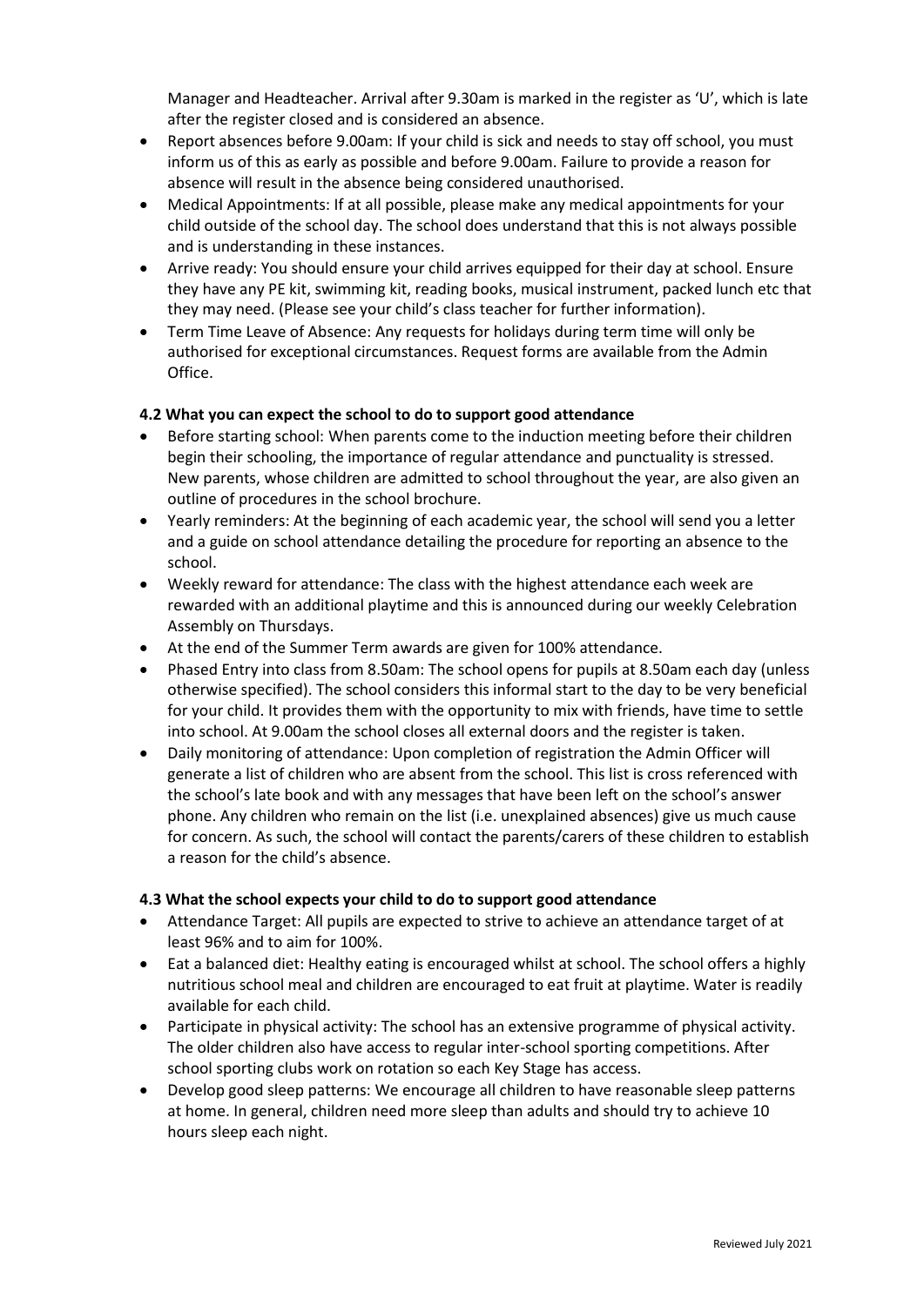Manager and Headteacher. Arrival after 9.30am is marked in the register as 'U', which is late after the register closed and is considered an absence.

- Report absences before 9.00am: If your child is sick and needs to stay off school, you must inform us of this as early as possible and before 9.00am. Failure to provide a reason for absence will result in the absence being considered unauthorised.
- Medical Appointments: If at all possible, please make any medical appointments for your child outside of the school day. The school does understand that this is not always possible and is understanding in these instances.
- Arrive ready: You should ensure your child arrives equipped for their day at school. Ensure they have any PE kit, swimming kit, reading books, musical instrument, packed lunch etc that they may need. (Please see your child's class teacher for further information).
- Term Time Leave of Absence: Any requests for holidays during term time will only be authorised for exceptional circumstances. Request forms are available from the Admin Office.

### 4.2 What you can expect the school to do to support good attendance

- Before starting school: When parents come to the induction meeting before their children begin their schooling, the importance of regular attendance and punctuality is stressed. New parents, whose children are admitted to school throughout the year, are also given an outline of procedures in the school brochure.
- Yearly reminders: At the beginning of each academic year, the school will send you a letter and a guide on school attendance detailing the procedure for reporting an absence to the school.
- Weekly reward for attendance: The class with the highest attendance each week are rewarded with an additional playtime and this is announced during our weekly Celebration Assembly on Thursdays.
- At the end of the Summer Term awards are given for 100% attendance.
- Phased Entry into class from 8.50am: The school opens for pupils at 8.50am each day (unless otherwise specified). The school considers this informal start to the day to be very beneficial for your child. It provides them with the opportunity to mix with friends, have time to settle into school. At 9.00am the school closes all external doors and the register is taken.
- Daily monitoring of attendance: Upon completion of registration the Admin Officer will generate a list of children who are absent from the school. This list is cross referenced with the school's late book and with any messages that have been left on the school's answer phone. Any children who remain on the list (i.e. unexplained absences) give us much cause for concern. As such, the school will contact the parents/carers of these children to establish a reason for the child's absence.

### 4.3 What the school expects your child to do to support good attendance

- Attendance Target: All pupils are expected to strive to achieve an attendance target of at least 96% and to aim for 100%.
- Eat a balanced diet: Healthy eating is encouraged whilst at school. The school offers a highly nutritious school meal and children are encouraged to eat fruit at playtime. Water is readily available for each child.
- Participate in physical activity: The school has an extensive programme of physical activity. The older children also have access to regular inter-school sporting competitions. After school sporting clubs work on rotation so each Key Stage has access.
- Develop good sleep patterns: We encourage all children to have reasonable sleep patterns at home. In general, children need more sleep than adults and should try to achieve 10 hours sleep each night.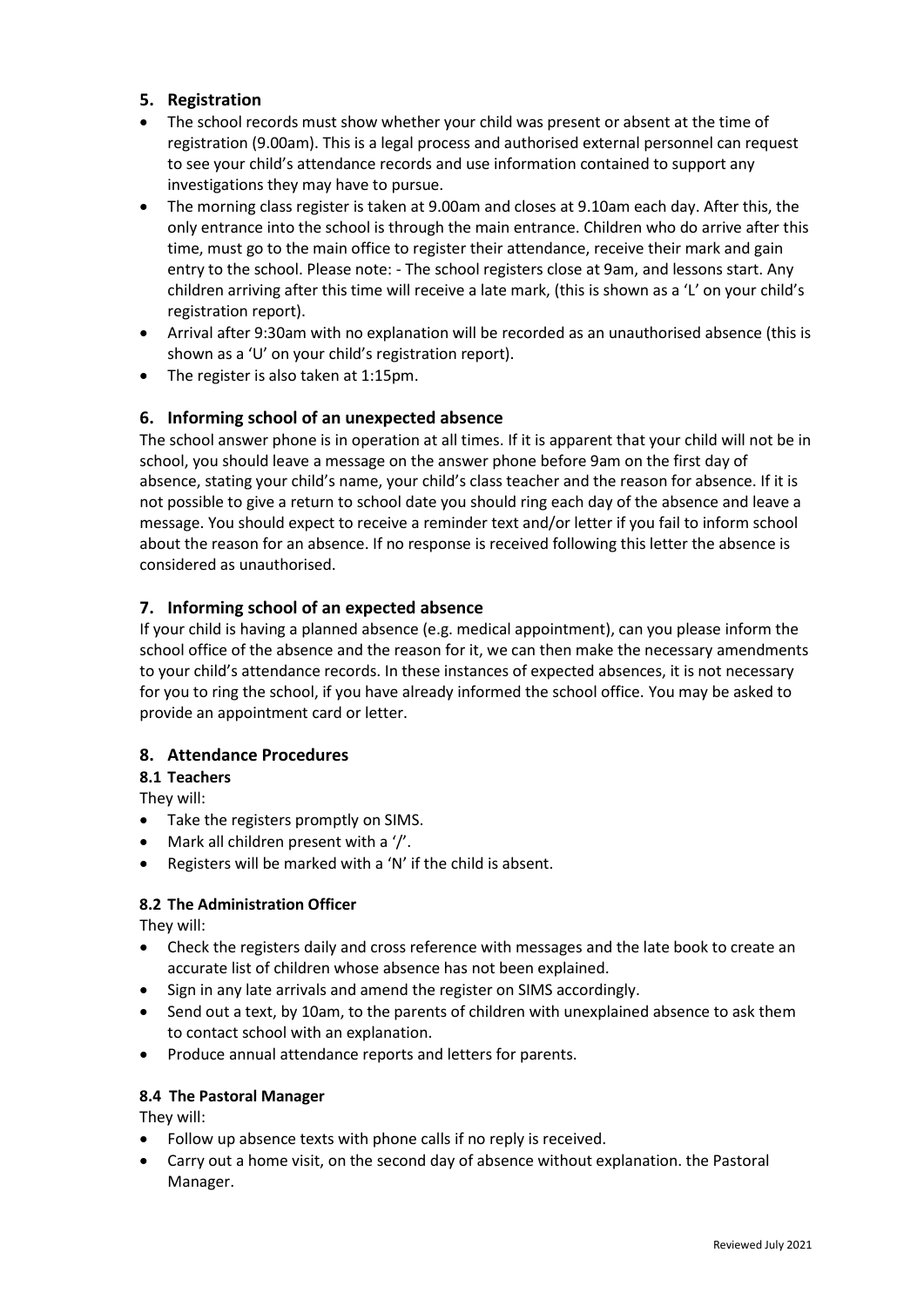## 5. Registration

- The school records must show whether your child was present or absent at the time of registration (9.00am). This is a legal process and authorised external personnel can request to see your child's attendance records and use information contained to support any investigations they may have to pursue.
- The morning class register is taken at 9.00am and closes at 9.10am each day. After this, the only entrance into the school is through the main entrance. Children who do arrive after this time, must go to the main office to register their attendance, receive their mark and gain entry to the school. Please note: - The school registers close at 9am, and lessons start. Any children arriving after this time will receive a late mark, (this is shown as a 'L' on your child's registration report).
- Arrival after 9:30am with no explanation will be recorded as an unauthorised absence (this is shown as a 'U' on your child's registration report).
- The register is also taken at 1:15pm.

## 6. Informing school of an unexpected absence

The school answer phone is in operation at all times. If it is apparent that your child will not be in school, you should leave a message on the answer phone before 9am on the first day of absence, stating your child's name, your child's class teacher and the reason for absence. If it is not possible to give a return to school date you should ring each day of the absence and leave a message. You should expect to receive a reminder text and/or letter if you fail to inform school about the reason for an absence. If no response is received following this letter the absence is considered as unauthorised.

## 7. Informing school of an expected absence

If your child is having a planned absence (e.g. medical appointment), can you please inform the school office of the absence and the reason for it, we can then make the necessary amendments to your child's attendance records. In these instances of expected absences, it is not necessary for you to ring the school, if you have already informed the school office. You may be asked to provide an appointment card or letter.

## 8. Attendance Procedures

### 8.1 Teachers

They will:

- Take the registers promptly on SIMS.
- Mark all children present with a '/'.
- Registers will be marked with a 'N' if the child is absent.

### 8.2 The Administration Officer

They will:

- Check the registers daily and cross reference with messages and the late book to create an accurate list of children whose absence has not been explained.
- Sign in any late arrivals and amend the register on SIMS accordingly.
- Send out a text, by 10am, to the parents of children with unexplained absence to ask them to contact school with an explanation.
- Produce annual attendance reports and letters for parents.

### 8.4 The Pastoral Manager

They will:

- Follow up absence texts with phone calls if no reply is received.
- Carry out a home visit, on the second day of absence without explanation. the Pastoral Manager.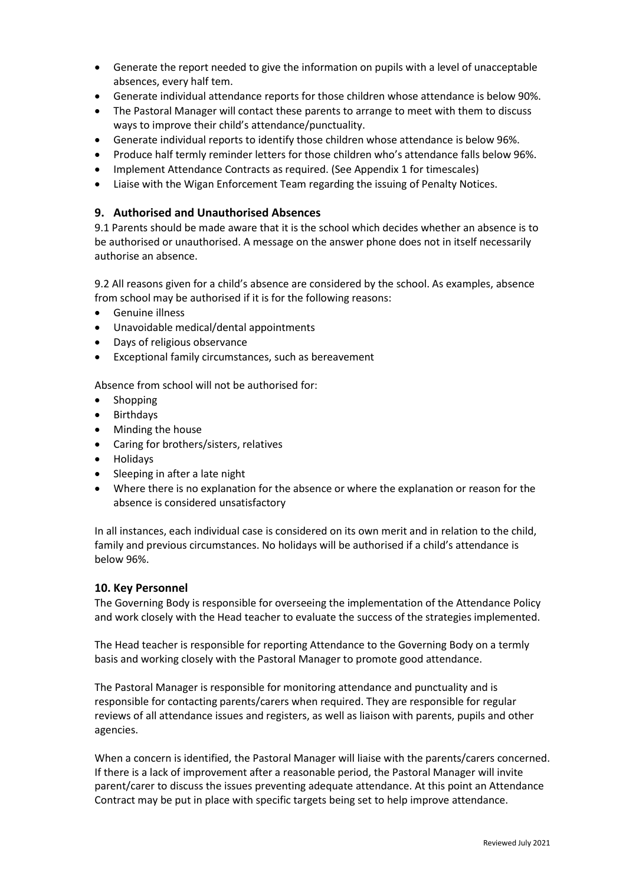- Generate the report needed to give the information on pupils with a level of unacceptable absences, every half tem.
- Generate individual attendance reports for those children whose attendance is below 90%.
- The Pastoral Manager will contact these parents to arrange to meet with them to discuss ways to improve their child's attendance/punctuality.
- Generate individual reports to identify those children whose attendance is below 96%.
- Produce half termly reminder letters for those children who's attendance falls below 96%.
- Implement Attendance Contracts as required. (See Appendix 1 for timescales)
- Liaise with the Wigan Enforcement Team regarding the issuing of Penalty Notices.

## 9. Authorised and Unauthorised Absences

9.1 Parents should be made aware that it is the school which decides whether an absence is to be authorised or unauthorised. A message on the answer phone does not in itself necessarily authorise an absence.

9.2 All reasons given for a child's absence are considered by the school. As examples, absence from school may be authorised if it is for the following reasons:

- Genuine illness
- Unavoidable medical/dental appointments
- Days of religious observance
- Exceptional family circumstances, such as bereavement

Absence from school will not be authorised for:

- Shopping
- Birthdays
- Minding the house
- Caring for brothers/sisters, relatives
- Holidays
- Sleeping in after a late night
- Where there is no explanation for the absence or where the explanation or reason for the absence is considered unsatisfactory

In all instances, each individual case is considered on its own merit and in relation to the child, family and previous circumstances. No holidays will be authorised if a child's attendance is below 96%.

## 10. Key Personnel

The Governing Body is responsible for overseeing the implementation of the Attendance Policy and work closely with the Head teacher to evaluate the success of the strategies implemented.

The Head teacher is responsible for reporting Attendance to the Governing Body on a termly basis and working closely with the Pastoral Manager to promote good attendance.

The Pastoral Manager is responsible for monitoring attendance and punctuality and is responsible for contacting parents/carers when required. They are responsible for regular reviews of all attendance issues and registers, as well as liaison with parents, pupils and other agencies.

When a concern is identified, the Pastoral Manager will liaise with the parents/carers concerned. If there is a lack of improvement after a reasonable period, the Pastoral Manager will invite parent/carer to discuss the issues preventing adequate attendance. At this point an Attendance Contract may be put in place with specific targets being set to help improve attendance.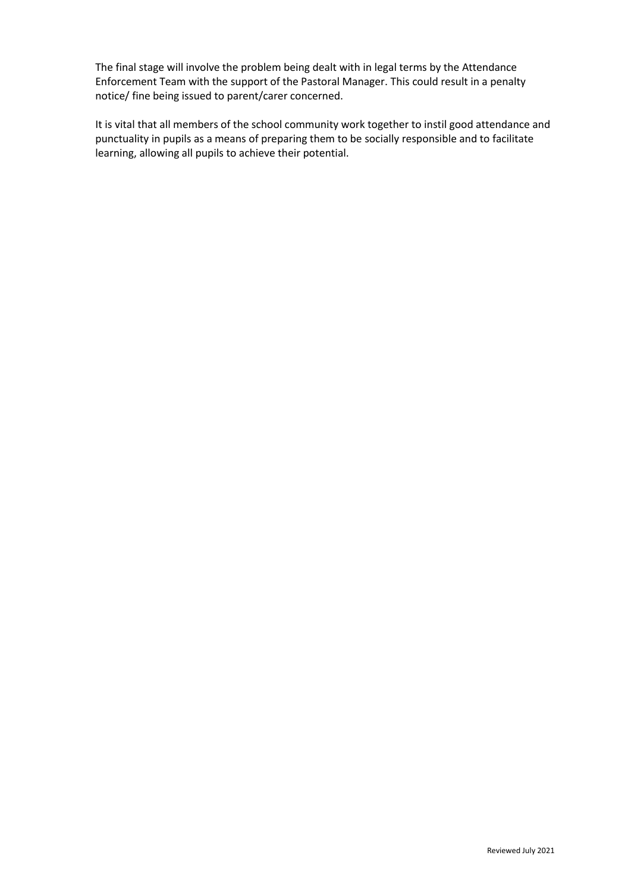The final stage will involve the problem being dealt with in legal terms by the Attendance Enforcement Team with the support of the Pastoral Manager. This could result in a penalty notice/ fine being issued to parent/carer concerned.

It is vital that all members of the school community work together to instil good attendance and punctuality in pupils as a means of preparing them to be socially responsible and to facilitate learning, allowing all pupils to achieve their potential.

Reviewed July 2021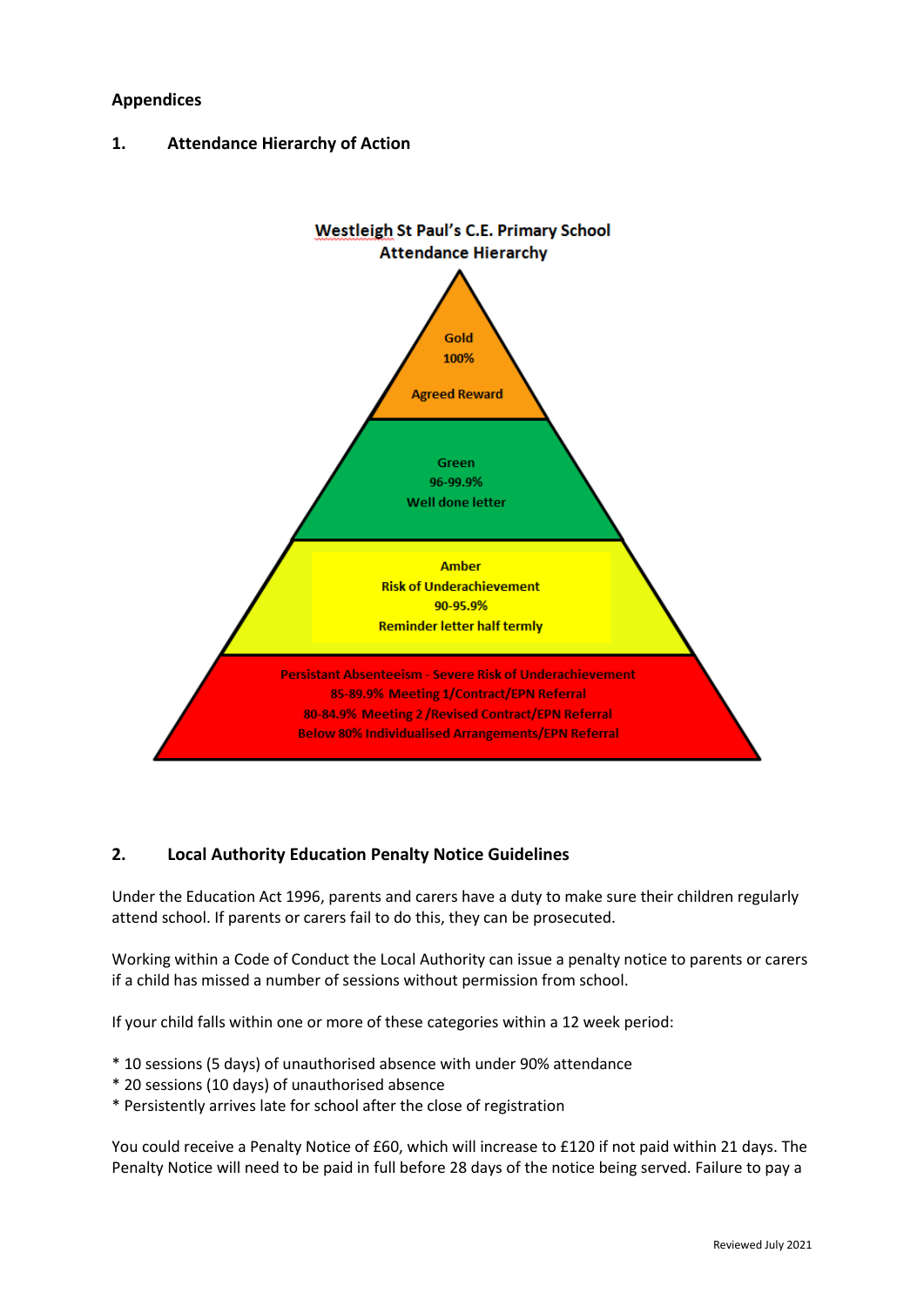## Appendices

### 1. Attendance Hierarchy of Action

**Westleigh St Paul's C.E. Primary School**
**Attendance Hierarchy**

**Gold**
**100%**

**Agreed Reward**

**Green**
**96-99.9%**
**Well done letter**

**Amber**
**Risk of Underachievement**
**90-95.9%**
**Reminder letter half termly**

**Persistant Absenteeism - Severe Risk of Underachievement**
**85-89.9% Meeting 1/Contract/EPN Referral**
**80-84.9% Meeting 2 /Revised Contract/EPN Referral**
**Below 80% Individualised Arrangements/EPN Referral**

### 2. Local Authority Education Penalty Notice Guidelines

Under the Education Act 1996, parents and carers have a duty to make sure their children regularly attend school. If parents or carers fail to do this, they can be prosecuted.

Working within a Code of Conduct the Local Authority can issue a penalty notice to parents or carers if a child has missed a number of sessions without permission from school.

If your child falls within one or more of these categories within a 12 week period:

* 10 sessions (5 days) of unauthorised absence with under 90% attendance
* 20 sessions (10 days) of unauthorised absence
* Persistently arrives late for school after the close of registration

You could receive a Penalty Notice of £60, which will increase to £120 if not paid within 21 days. The Penalty Notice will need to be paid in full before 28 days of the notice being served. Failure to pay a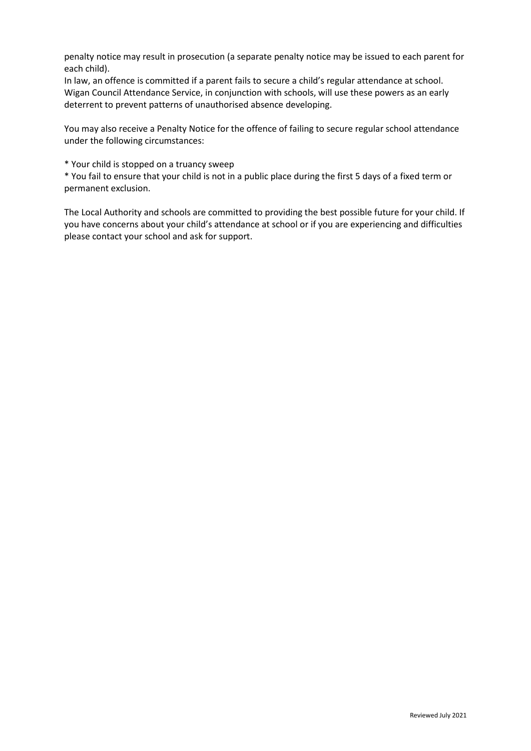penalty notice may result in prosecution (a separate penalty notice may be issued to each parent for each child).
In law, an offence is committed if a parent fails to secure a child's regular attendance at school. Wigan Council Attendance Service, in conjunction with schools, will use these powers as an early deterrent to prevent patterns of unauthorised absence developing.

You may also receive a Penalty Notice for the offence of failing to secure regular school attendance under the following circumstances:

* Your child is stopped on a truancy sweep
* You fail to ensure that your child is not in a public place during the first 5 days of a fixed term or permanent exclusion.

The Local Authority and schools are committed to providing the best possible future for your child. If you have concerns about your child's attendance at school or if you are experiencing and difficulties please contact your school and ask for support.

Reviewed July 2021